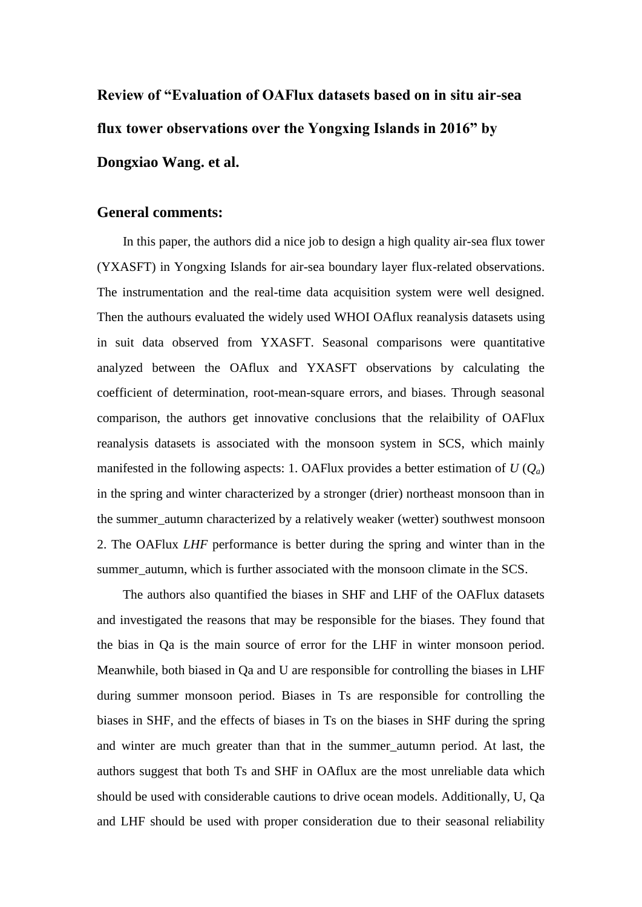# Review of "Evaluation of OAFlux datasets based on in situ air-sea flux tower observations over the Yongxing Islands in 2016" by Dongxiao Wang. et al.

## General comments:

In this paper, the authors did a nice job to design a high quality air-sea flux tower (YXASFT) in Yongxing Islands for air-sea boundary layer flux-related observations. The instrumentation and the real-time data acquisition system were well designed. Then the authours evaluated the widely used WHOI OAflux reanalysis datasets using in suit data observed from YXASFT. Seasonal comparisons were quantitative analyzed between the OAflux and YXASFT observations by calculating the coefficient of determination, root-mean-square errors, and biases. Through seasonal comparison, the authors get innovative conclusions that the relaibility of OAFlux reanalysis datasets is associated with the monsoon system in SCS, which mainly manifested in the following aspects: 1. OAFlux provides a better estimation of $U$ ($Q_a$) in the spring and winter characterized by a stronger (drier) northeast monsoon than in the summer_autumn characterized by a relatively weaker (wetter) southwest monsoon 2. The OAFlux *LHF* performance is better during the spring and winter than in the summer_autumn, which is further associated with the monsoon climate in the SCS.

The authors also quantified the biases in SHF and LHF of the OAFlux datasets and investigated the reasons that may be responsible for the biases. They found that the bias in Qa is the main source of error for the LHF in winter monsoon period. Meanwhile, both biased in Qa and U are responsible for controlling the biases in LHF during summer monsoon period. Biases in Ts are responsible for controlling the biases in SHF, and the effects of biases in Ts on the biases in SHF during the spring and winter are much greater than that in the summer_autumn period. At last, the authors suggest that both Ts and SHF in OAflux are the most unreliable data which should be used with considerable cautions to drive ocean models. Additionally, U, Qa and LHF should be used with proper consideration due to their seasonal reliability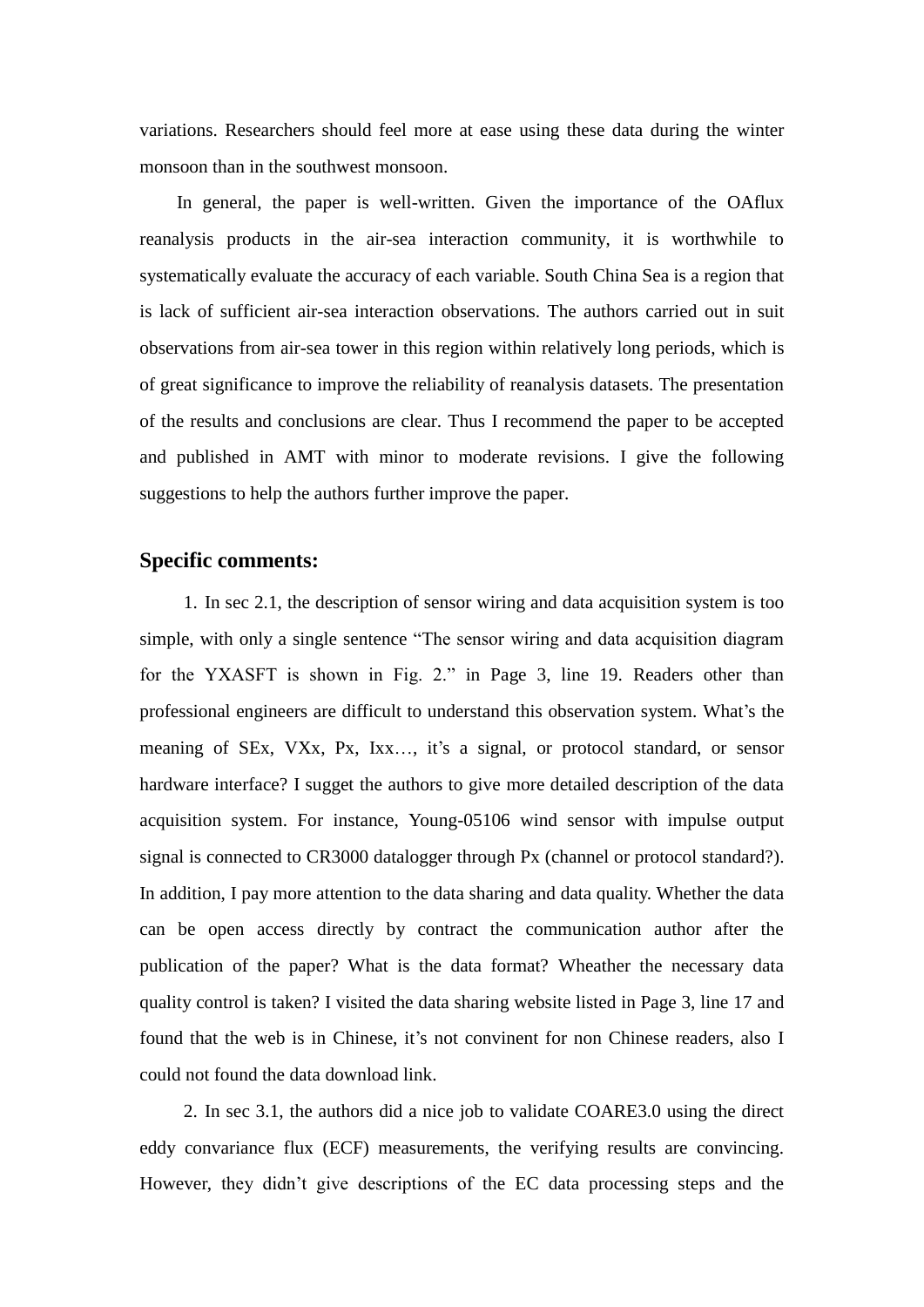variations. Researchers should feel more at ease using these data during the winter monsoon than in the southwest monsoon.

In general, the paper is well-written. Given the importance of the OAflux reanalysis products in the air-sea interaction community, it is worthwhile to systematically evaluate the accuracy of each variable. South China Sea is a region that is lack of sufficient air-sea interaction observations. The authors carried out in suit observations from air-sea tower in this region within relatively long periods, which is of great significance to improve the reliability of reanalysis datasets. The presentation of the results and conclusions are clear. Thus I recommend the paper to be accepted and published in AMT with minor to moderate revisions. I give the following suggestions to help the authors further improve the paper.

## Specific comments:

1. In sec 2.1, the description of sensor wiring and data acquisition system is too simple, with only a single sentence "The sensor wiring and data acquisition diagram for the YXASFT is shown in Fig. 2." in Page 3, line 19. Readers other than professional engineers are difficult to understand this observation system. What's the meaning of SEx, VXx, Px, Ixx…, it's a signal, or protocol standard, or sensor hardware interface? I sugget the authors to give more detailed description of the data acquisition system. For instance, Young-05106 wind sensor with impulse output signal is connected to CR3000 datalogger through Px (channel or protocol standard?). In addition, I pay more attention to the data sharing and data quality. Whether the data can be open access directly by contract the communication author after the publication of the paper? What is the data format? Wheather the necessary data quality control is taken? I visited the data sharing website listed in Page 3, line 17 and found that the web is in Chinese, it's not convinent for non Chinese readers, also I could not found the data download link.

2. In sec 3.1, the authors did a nice job to validate COARE3.0 using the direct eddy convariance flux (ECF) measurements, the verifying results are convincing. However, they didn't give descriptions of the EC data processing steps and the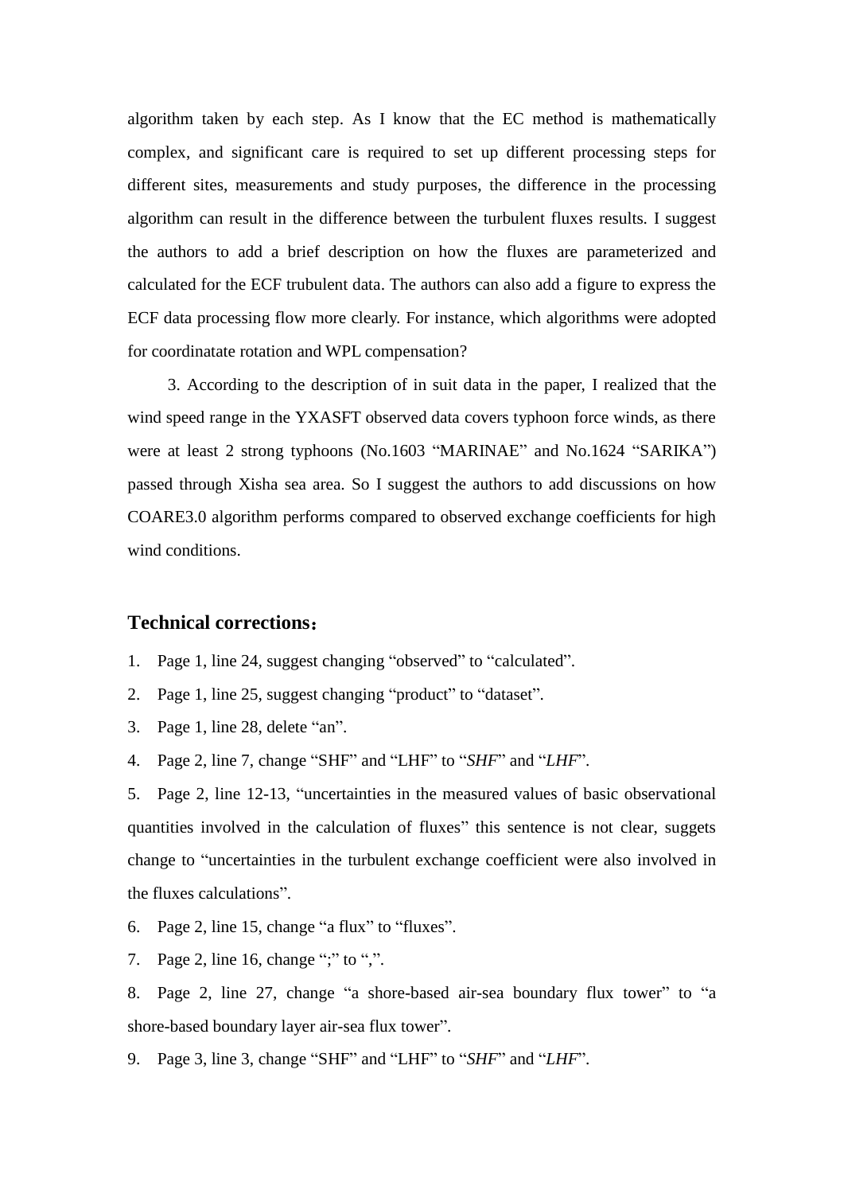algorithm taken by each step. As I know that the EC method is mathematically complex, and significant care is required to set up different processing steps for different sites, measurements and study purposes, the difference in the processing algorithm can result in the difference between the turbulent fluxes results. I suggest the authors to add a brief description on how the fluxes are parameterized and calculated for the ECF trubulent data. The authors can also add a figure to express the ECF data processing flow more clearly. For instance, which algorithms were adopted for coordinatate rotation and WPL compensation?

3. According to the description of in suit data in the paper, I realized that the wind speed range in the YXASFT observed data covers typhoon force winds, as there were at least 2 strong typhoons (No.1603 “MARINAE” and No.1624 “SARIKA”) passed through Xisha sea area. So I suggest the authors to add discussions on how COARE3.0 algorithm performs compared to observed exchange coefficients for high wind conditions.

### Technical corrections：

1. Page 1, line 24, suggest changing “observed” to “calculated”.
2. Page 1, line 25, suggest changing “product” to “dataset”.
3. Page 1, line 28, delete “an”.
4. Page 2, line 7, change “SHF” and “LHF” to “*SHF*” and “*LHF*”.
5. Page 2, line 12-13, “uncertainties in the measured values of basic observational quantities involved in the calculation of fluxes” this sentence is not clear, suggets change to “uncertainties in the turbulent exchange coefficient were also involved in the fluxes calculations”.
6. Page 2, line 15, change “a flux” to “fluxes”.
7. Page 2, line 16, change “;” to “,”.
8. Page 2, line 27, change “a shore-based air-sea boundary flux tower” to “a shore-based boundary layer air-sea flux tower”.
9. Page 3, line 3, change “SHF” and “LHF” to “*SHF*” and “*LHF*”.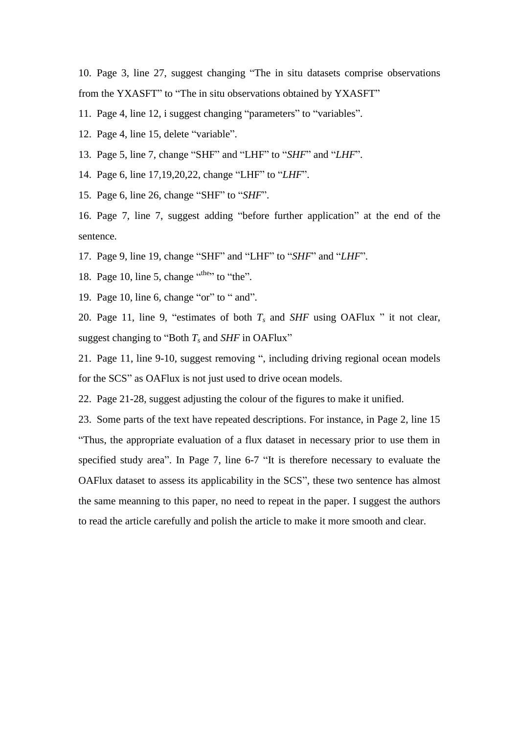10. Page 3, line 27, suggest changing "The in situ datasets comprise observations from the YXASFT" to "The in situ observations obtained by YXASFT"

11. Page 4, line 12, i suggest changing "parameters" to "variables".

12. Page 4, line 15, delete "variable".

13. Page 5, line 7, change "SHF" and "LHF" to "*SHF*" and "*LHF*".

14. Page 6, line 17,19,20,22, change "LHF" to "*LHF*".

15. Page 6, line 26, change "SHF" to "*SHF*".

16. Page 7, line 7, suggest adding "before further application" at the end of the sentence.

17. Page 9, line 19, change "SHF" and "LHF" to "*SHF*" and "*LHF*".

18. Page 10, line 5, change "[the]" to "the".

19. Page 10, line 6, change "or" to " and".

20. Page 11, line 9, "estimates of both $T_s$ and *SHF* using OAFlux " it not clear, suggest changing to "Both $T_s$ and *SHF* in OAFlux"

21. Page 11, line 9-10, suggest removing ", including driving regional ocean models for the SCS" as OAFlux is not just used to drive ocean models.

22. Page 21-28, suggest adjusting the colour of the figures to make it unified.

23. Some parts of the text have repeated descriptions. For instance, in Page 2, line 15 "Thus, the appropriate evaluation of a flux dataset in necessary prior to use them in specified study area". In Page 7, line 6-7 "It is therefore necessary to evaluate the OAFlux dataset to assess its applicability in the SCS", these two sentence has almost the same meanning to this paper, no need to repeat in the paper. I suggest the authors to read the article carefully and polish the article to make it more smooth and clear.